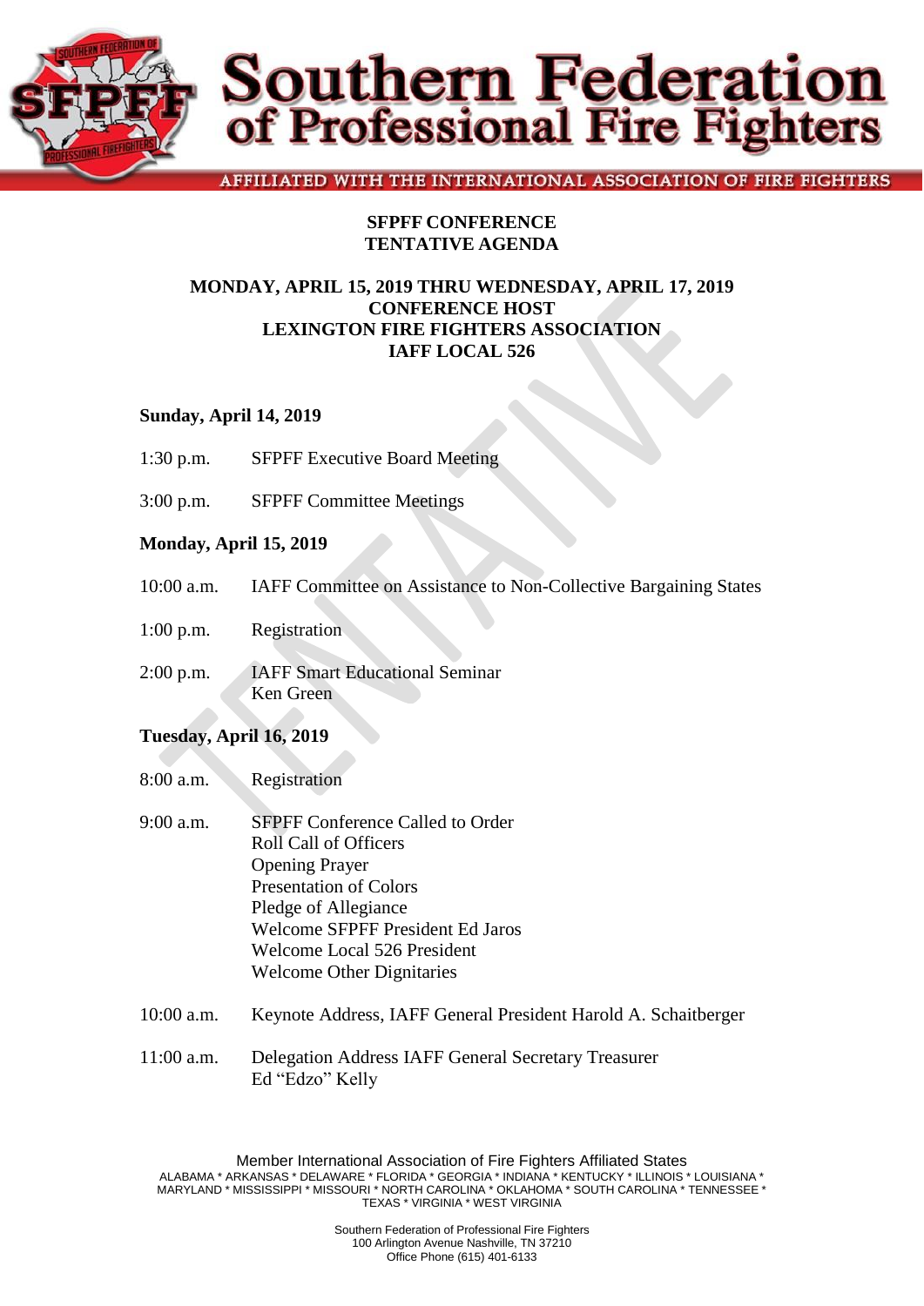# Southern Federation of Professional Fire Fighters

AFFILIATED WITH THE INTERNATIONAL ASSOCIATION OF FIRE FIGHTERS

## SFPFF CONFERENCE
## TENTATIVE AGENDA

**MONDAY, APRIL 15, 2019 THRU WEDNESDAY, APRIL 17, 2019**
**CONFERENCE HOST**
**LEXINGTON FIRE FIGHTERS ASSOCIATION**
**IAFF LOCAL 526**

### Sunday, April 14, 2019

1:30 p.m. SFPFF Executive Board Meeting

3:00 p.m. SFPFF Committee Meetings

### Monday, April 15, 2019

10:00 a.m. IAFF Committee on Assistance to Non-Collective Bargaining States

1:00 p.m. Registration

2:00 p.m. IAFF Smart Educational Seminar
Ken Green

### Tuesday, April 16, 2019

8:00 a.m. Registration

9:00 a.m. SFPFF Conference Called to Order
Roll Call of Officers
Opening Prayer
Presentation of Colors
Pledge of Allegiance
Welcome SFPFF President Ed Jaros
Welcome Local 526 President
Welcome Other Dignitaries

10:00 a.m. Keynote Address, IAFF General President Harold A. Schaitberger

11:00 a.m. Delegation Address IAFF General Secretary Treasurer
Ed "Edzo" Kelly

Member International Association of Fire Fighters Affiliated States
ALABAMA * ARKANSAS * DELAWARE * FLORIDA * GEORGIA * INDIANA * KENTUCKY * ILLINOIS * LOUISIANA * MARYLAND * MISSISSIPPI * MISSOURI * NORTH CAROLINA * OKLAHOMA * SOUTH CAROLINA * TENNESSEE * TEXAS * VIRGINIA * WEST VIRGINIA

Southern Federation of Professional Fire Fighters
100 Arlington Avenue Nashville, TN 37210
Office Phone (615) 401-6133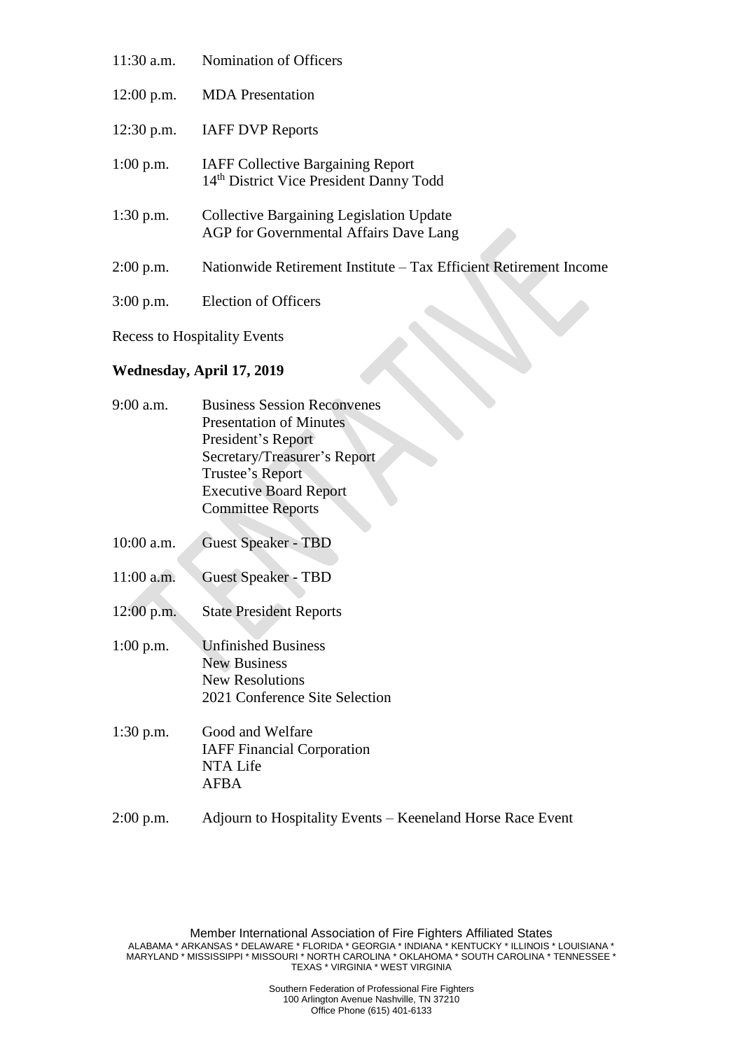| | |
|---|---|
| 11:30 a.m. | Nomination of Officers |
| 12:00 p.m. | MDA Presentation |
| 12:30 p.m. | IAFF DVP Reports |
| 1:00 p.m. | IAFF Collective Bargaining Report<br>14th District Vice President Danny Todd |
| 1:30 p.m. | Collective Bargaining Legislation Update<br>AGP for Governmental Affairs Dave Lang |
| 2:00 p.m. | Nationwide Retirement Institute – Tax Efficient Retirement Income |
| 3:00 p.m. | Election of Officers |

Recess to Hospitality Events

**Wednesday, April 17, 2019**

| | |
|---|---|
| 9:00 a.m. | Business Session Reconvenes<br>Presentation of Minutes<br>President's Report<br>Secretary/Treasurer's Report<br>Trustee's Report<br>Executive Board Report<br>Committee Reports |
| 10:00 a.m. | Guest Speaker - TBD |
| 11:00 a.m. | Guest Speaker - TBD |
| 12:00 p.m. | State President Reports |
| 1:00 p.m. | Unfinished Business<br>New Business<br>New Resolutions<br>2021 Conference Site Selection |
| 1:30 p.m. | Good and Welfare<br>IAFF Financial Corporation<br>NTA Life<br>AFBA |
| 2:00 p.m. | Adjourn to Hospitality Events – Keeneland Horse Race Event |

TENTATIVE

Member International Association of Fire Fighters Affiliated States
ALABAMA * ARKANSAS * DELAWARE * FLORIDA * GEORGIA * INDIANA * KENTUCKY * ILLINOIS * LOUISIANA * MARYLAND * MISSISSIPPI * MISSOURI * NORTH CAROLINA * OKLAHOMA * SOUTH CAROLINA * TENNESSEE * TEXAS * VIRGINIA * WEST VIRGINIA

Southern Federation of Professional Fire Fighters
100 Arlington Avenue Nashville, TN 37210
Office Phone (615) 401-6133